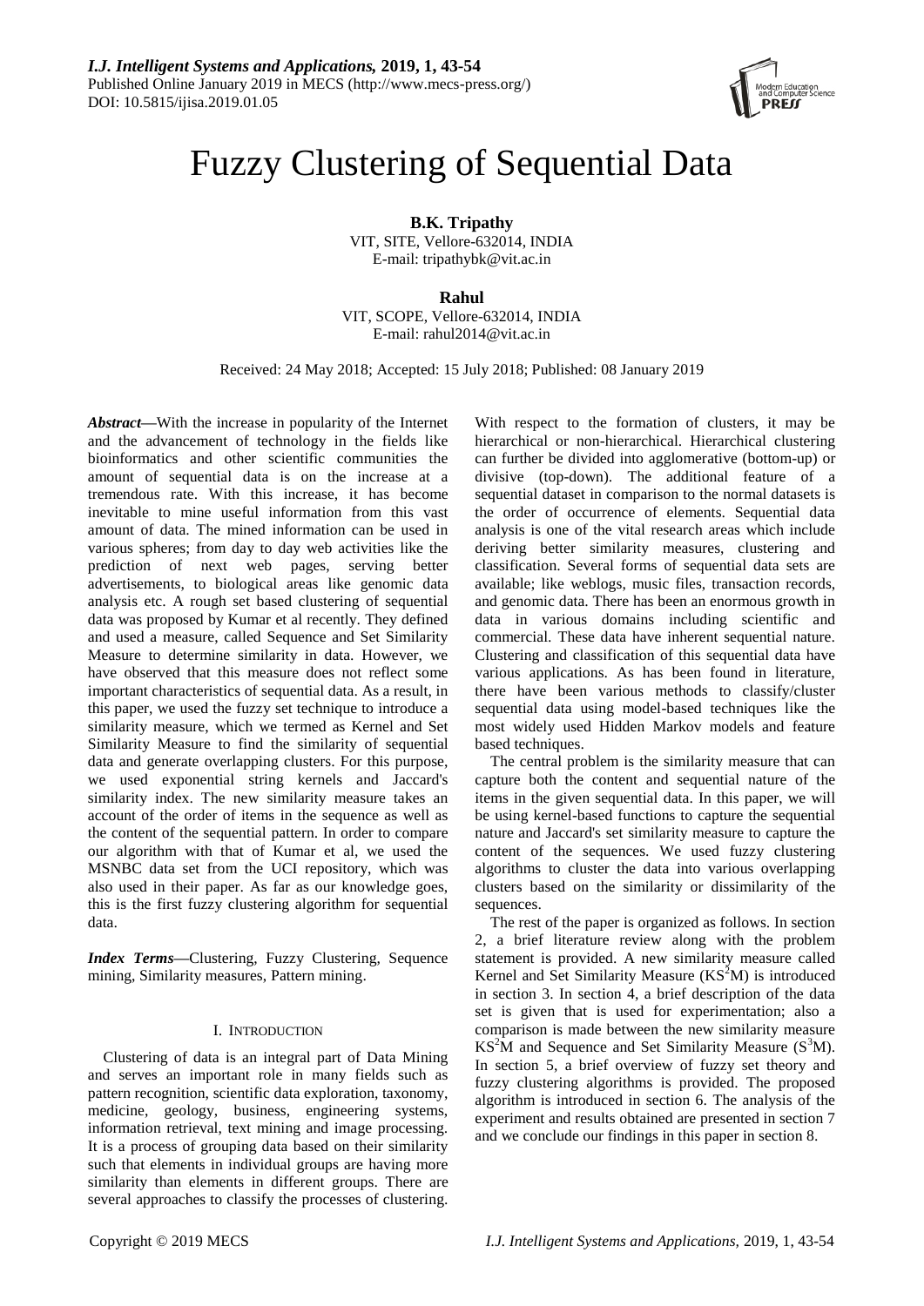# Fuzzy Clustering of Sequential Data

**B.K. Tripathy**
VIT, SITE, Vellore-632014, INDIA
E-mail: tripathybk@vit.ac.in

**Rahul**
VIT, SCOPE, Vellore-632014, INDIA
E-mail: rahul2014@vit.ac.in

Received: 24 May 2018; Accepted: 15 July 2018; Published: 08 January 2019

***Abstract*****—**With the increase in popularity of the Internet and the advancement of technology in the fields like bioinformatics and other scientific communities the amount of sequential data is on the increase at a tremendous rate. With this increase, it has become inevitable to mine useful information from this vast amount of data. The mined information can be used in various spheres; from day to day web activities like the prediction of next web pages, serving better advertisements, to biological areas like genomic data analysis etc. A rough set based clustering of sequential data was proposed by Kumar et al recently. They defined and used a measure, called Sequence and Set Similarity Measure to determine similarity in data. However, we have observed that this measure does not reflect some important characteristics of sequential data. As a result, in this paper, we used the fuzzy set technique to introduce a similarity measure, which we termed as Kernel and Set Similarity Measure to find the similarity of sequential data and generate overlapping clusters. For this purpose, we used exponential string kernels and Jaccard's similarity index. The new similarity measure takes an account of the order of items in the sequence as well as the content of the sequential pattern. In order to compare our algorithm with that of Kumar et al, we used the MSNBC data set from the UCI repository, which was also used in their paper. As far as our knowledge goes, this is the first fuzzy clustering algorithm for sequential data.

***Index Terms*****—**Clustering, Fuzzy Clustering, Sequence mining, Similarity measures, Pattern mining.

## I. Introduction

Clustering of data is an integral part of Data Mining and serves an important role in many fields such as pattern recognition, scientific data exploration, taxonomy, medicine, geology, business, engineering systems, information retrieval, text mining and image processing. It is a process of grouping data based on their similarity such that elements in individual groups are having more similarity than elements in different groups. There are several approaches to classify the processes of clustering. With respect to the formation of clusters, it may be hierarchical or non-hierarchical. Hierarchical clustering can further be divided into agglomerative (bottom-up) or divisive (top-down). The additional feature of a sequential dataset in comparison to the normal datasets is the order of occurrence of elements. Sequential data analysis is one of the vital research areas which include deriving better similarity measures, clustering and classification. Several forms of sequential data sets are available; like weblogs, music files, transaction records, and genomic data. There has been an enormous growth in data in various domains including scientific and commercial. These data have inherent sequential nature. Clustering and classification of this sequential data have various applications. As has been found in literature, there have been various methods to classify/cluster sequential data using model-based techniques like the most widely used Hidden Markov models and feature based techniques.

The central problem is the similarity measure that can capture both the content and sequential nature of the items in the given sequential data. In this paper, we will be using kernel-based functions to capture the sequential nature and Jaccard's set similarity measure to capture the content of the sequences. We used fuzzy clustering algorithms to cluster the data into various overlapping clusters based on the similarity or dissimilarity of the sequences.

The rest of the paper is organized as follows. In section 2, a brief literature review along with the problem statement is provided. A new similarity measure called Kernel and Set Similarity Measure ($KS^2M$) is introduced in section 3. In section 4, a brief description of the data set is given that is used for experimentation; also a comparison is made between the new similarity measure $KS^2M$ and Sequence and Set Similarity Measure ($S^3M$). In section 5, a brief overview of fuzzy set theory and fuzzy clustering algorithms is provided. The proposed algorithm is introduced in section 6. The analysis of the experiment and results obtained are presented in section 7 and we conclude our findings in this paper in section 8.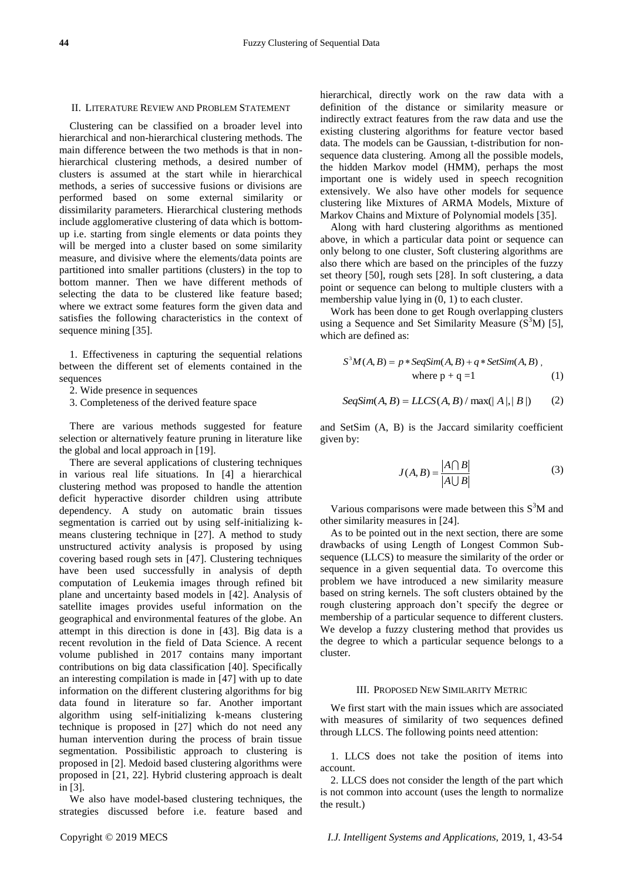## II. LITERATURE REVIEW AND PROBLEM STATEMENT

Clustering can be classified on a broader level into hierarchical and non-hierarchical clustering methods. The main difference between the two methods is that in non-hierarchical clustering methods, a desired number of clusters is assumed at the start while in hierarchical methods, a series of successive fusions or divisions are performed based on some external similarity or dissimilarity parameters. Hierarchical clustering methods include agglomerative clustering of data which is bottom-up i.e. starting from single elements or data points they will be merged into a cluster based on some similarity measure, and divisive where the elements/data points are partitioned into smaller partitions (clusters) in the top to bottom manner. Then we have different methods of selecting the data to be clustered like feature based; where we extract some features form the given data and satisfies the following characteristics in the context of sequence mining [35].

1. Effectiveness in capturing the sequential relations between the different set of elements contained in the sequences
2. Wide presence in sequences
3. Completeness of the derived feature space

There are various methods suggested for feature selection or alternatively feature pruning in literature like the global and local approach in [19].

There are several applications of clustering techniques in various real life situations. In [4] a hierarchical clustering method was proposed to handle the attention deficit hyperactive disorder children using attribute dependency. A study on automatic brain tissues segmentation is carried out by using self-initializing k-means clustering technique in [27]. A method to study unstructured activity analysis is proposed by using covering based rough sets in [47]. Clustering techniques have been used successfully in analysis of depth computation of Leukemia images through refined bit plane and uncertainty based models in [42]. Analysis of satellite images provides useful information on the geographical and environmental features of the globe. An attempt in this direction is done in [43]. Big data is a recent revolution in the field of Data Science. A recent volume published in 2017 contains many important contributions on big data classification [40]. Specifically an interesting compilation is made in [47] with up to date information on the different clustering algorithms for big data found in literature so far. Another important algorithm using self-initializing k-means clustering technique is proposed in [27] which do not need any human intervention during the process of brain tissue segmentation. Possibilistic approach to clustering is proposed in [2]. Medoid based clustering algorithms were proposed in [21, 22]. Hybrid clustering approach is dealt in [3].

We also have model-based clustering techniques, the strategies discussed before i.e. feature based and hierarchical, directly work on the raw data with a definition of the distance or similarity measure or indirectly extract features from the raw data and use the existing clustering algorithms for feature vector based data. The models can be Gaussian, t-distribution for non-sequence data clustering. Among all the possible models, the hidden Markov model (HMM), perhaps the most important one is widely used in speech recognition extensively. We also have other models for sequence clustering like Mixtures of ARMA Models, Mixture of Markov Chains and Mixture of Polynomial models [35].

Along with hard clustering algorithms as mentioned above, in which a particular data point or sequence can only belong to one cluster, Soft clustering algorithms are also there which are based on the principles of the fuzzy set theory [50], rough sets [28]. In soft clustering, a data point or sequence can belong to multiple clusters with a membership value lying in (0, 1) to each cluster.

Work has been done to get Rough overlapping clusters using a Sequence and Set Similarity Measure ($S^3$M) [5], which are defined as:

$$S^3M(A,B) = p * SeqSim(A,B) + q * SetSim(A,B), \quad \text{where } p + q = 1 \tag{1}$$

$$SeqSim(A,B) = LLCS(A,B) / \max(|A|,|B|) \tag{2}$$

and SetSim (A, B) is the Jaccard similarity coefficient given by:

$$J(A,B) = \frac{|A \cap B|}{|A \cup B|} \tag{3}$$

Various comparisons were made between this $S^3$M and other similarity measures in [24].

As to be pointed out in the next section, there are some drawbacks of using Length of Longest Common Sub-sequence (LLCS) to measure the similarity of the order or sequence in a given sequential data. To overcome this problem we have introduced a new similarity measure based on string kernels. The soft clusters obtained by the rough clustering approach don't specify the degree or membership of a particular sequence to different clusters. We develop a fuzzy clustering method that provides us the degree to which a particular sequence belongs to a cluster.

## III. PROPOSED NEW SIMILARITY METRIC

We first start with the main issues which are associated with measures of similarity of two sequences defined through LLCS. The following points need attention:

1. LLCS does not take the position of items into account.
2. LLCS does not consider the length of the part which is not common into account (uses the length to normalize the result.)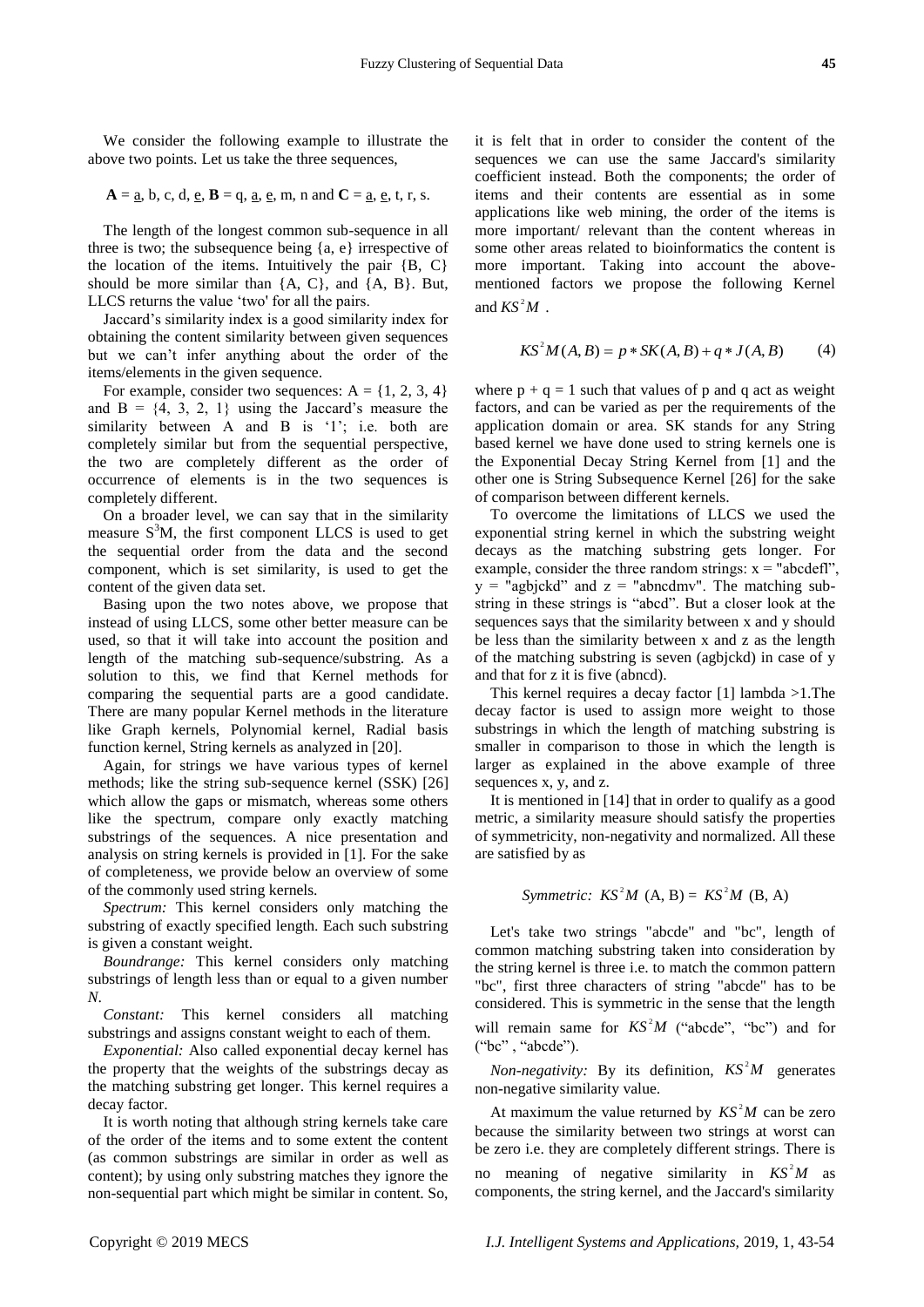We consider the following example to illustrate the above two points. Let us take the three sequences,

**A** = a, b, c, d, e, **B** = q, a, e, m, n and **C** = a, e, t, r, s.

The length of the longest common sub-sequence in all three is two; the subsequence being {a, e} irrespective of the location of the items. Intuitively the pair {B, C} should be more similar than {A, C}, and {A, B}. But, LLCS returns the value 'two' for all the pairs.

Jaccard's similarity index is a good similarity index for obtaining the content similarity between given sequences but we can't infer anything about the order of the items/elements in the given sequence.

For example, consider two sequences: A = {1, 2, 3, 4} and B = {4, 3, 2, 1} using the Jaccard's measure the similarity between A and B is '1'; i.e. both are completely similar but from the sequential perspective, the two are completely different as the order of occurrence of elements is in the two sequences is completely different.

On a broader level, we can say that in the similarity measure $S^3M$, the first component LLCS is used to get the sequential order from the data and the second component, which is set similarity, is used to get the content of the given data set.

Basing upon the two notes above, we propose that instead of using LLCS, some other better measure can be used, so that it will take into account the position and length of the matching sub-sequence/substring. As a solution to this, we find that Kernel methods for comparing the sequential parts are a good candidate. There are many popular Kernel methods in the literature like Graph kernels, Polynomial kernel, Radial basis function kernel, String kernels as analyzed in [20].

Again, for strings we have various types of kernel methods; like the string sub-sequence kernel (SSK) [26] which allow the gaps or mismatch, whereas some others like the spectrum, compare only exactly matching substrings of the sequences. A nice presentation and analysis on string kernels is provided in [1]. For the sake of completeness, we provide below an overview of some of the commonly used string kernels.

*Spectrum:* This kernel considers only matching the substring of exactly specified length. Each such substring is given a constant weight.

*Boundrange:* This kernel considers only matching substrings of length less than or equal to a given number *N*.

*Constant:* This kernel considers all matching substrings and assigns constant weight to each of them.

*Exponential:* Also called exponential decay kernel has the property that the weights of the substrings decay as the matching substring get longer. This kernel requires a decay factor.

It is worth noting that although string kernels take care of the order of the items and to some extent the content (as common substrings are similar in order as well as content); by using only substring matches they ignore the non-sequential part which might be similar in content. So, it is felt that in order to consider the content of the sequences we can use the same Jaccard's similarity coefficient instead. Both the components; the order of items and their contents are essential as in some applications like web mining, the order of the items is more important/ relevant than the content whereas in some other areas related to bioinformatics the content is more important. Taking into account the above-mentioned factors we propose the following Kernel and $KS^2M$ .

$$KS^2M(A,B) = p * SK(A,B) + q * J(A,B) \tag{4}$$

where p + q = 1 such that values of p and q act as weight factors, and can be varied as per the requirements of the application domain or area. SK stands for any String based kernel we have done used to string kernels one is the Exponential Decay String Kernel from [1] and the other one is String Subsequence Kernel [26] for the sake of comparison between different kernels.

To overcome the limitations of LLCS we used the exponential string kernel in which the substring weight decays as the matching substring gets longer. For example, consider the three random strings: x = "abcdefl", y = "agbjckd" and z = "abncdmv". The matching sub-string in these strings is "abcd". But a closer look at the sequences says that the similarity between x and y should be less than the similarity between x and z as the length of the matching substring is seven (agbjckd) in case of y and that for z it is five (abncd).

This kernel requires a decay factor [1] lambda >1.The decay factor is used to assign more weight to those substrings in which the length of matching substring is smaller in comparison to those in which the length is larger as explained in the above example of three sequences x, y, and z.

It is mentioned in [14] that in order to qualify as a good metric, a similarity measure should satisfy the properties of symmetricity, non-negativity and normalized. All these are satisfied by as

*Symmetric:* $KS^2M$ (A, B) = $KS^2M$ (B, A)

Let's take two strings "abcde" and "bc", length of common matching substring taken into consideration by the string kernel is three i.e. to match the common pattern "bc", first three characters of string "abcde" has to be considered. This is symmetric in the sense that the length will remain same for $KS^2M$ ("abcde", "bc") and for ("bc" , "abcde").

*Non-negativity:* By its definition, $KS^2M$ generates non-negative similarity value.

At maximum the value returned by $KS^2M$ can be zero because the similarity between two strings at worst can be zero i.e. they are completely different strings. There is no meaning of negative similarity in $KS^2M$ as components, the string kernel, and the Jaccard's similarity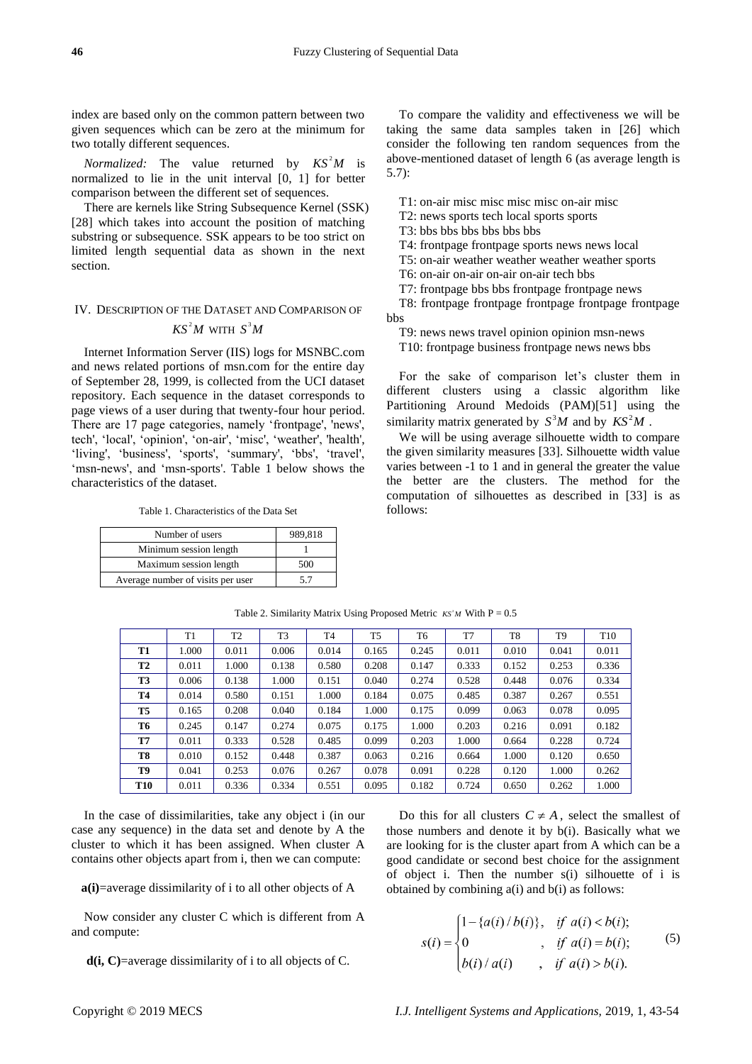index are based only on the common pattern between two given sequences which can be zero at the minimum for two totally different sequences.

*Normalized:* The value returned by $KS^2M$ is normalized to lie in the unit interval [0, 1] for better comparison between the different set of sequences.

There are kernels like String Subsequence Kernel (SSK) [28] which takes into account the position of matching substring or subsequence. SSK appears to be too strict on limited length sequential data as shown in the next section.

## IV. Description of the Dataset and Comparison of $KS^2M$ with $S^3M$

Internet Information Server (IIS) logs for MSNBC.com and news related portions of msn.com for the entire day of September 28, 1999, is collected from the UCI dataset repository. Each sequence in the dataset corresponds to page views of a user during that twenty-four hour period. There are 17 page categories, namely 'frontpage', 'news', tech', 'local', 'opinion', 'on-air', 'misc', 'weather', 'health', 'living', 'business', 'sports', 'summary', 'bbs', 'travel', 'msn-news', and 'msn-sports'. Table 1 below shows the characteristics of the dataset.

Table 1. Characteristics of the Data Set

| | |
|---|---|
| Number of users | 989,818 |
| Minimum session length | 1 |
| Maximum session length | 500 |
| Average number of visits per user | 5.7 |

To compare the validity and effectiveness we will be taking the same data samples taken in [26] which consider the following ten random sequences from the above-mentioned dataset of length 6 (as average length is 5.7):

T1: on-air misc misc misc misc on-air misc  
T2: news sports tech local sports sports  
T3: bbs bbs bbs bbs bbs bbs  
T4: frontpage frontpage sports news news local  
T5: on-air weather weather weather weather sports  
T6: on-air on-air on-air on-air tech bbs  
T7: frontpage bbs bbs frontpage frontpage news  
T8: frontpage frontpage frontpage frontpage frontpage bbs  
T9: news news travel opinion opinion msn-news  
T10: frontpage business frontpage news news bbs

For the sake of comparison let's cluster them in different clusters using a classic algorithm like Partitioning Around Medoids (PAM)[51] using the similarity matrix generated by $S^3M$ and by $KS^2M$ .

We will be using average silhouette width to compare the given similarity measures [33]. Silhouette width value varies between -1 to 1 and in general the greater the value the better are the clusters. The method for the computation of silhouettes as described in [33] is as follows:

Table 2. Similarity Matrix Using Proposed Metric $KS^2M$ With P = 0.5

| | T1 | T2 | T3 | T4 | T5 | T6 | T7 | T8 | T9 | T10 |
|---|---|---|---|---|---|---|---|---|---|---|
| **T1** | 1.000 | 0.011 | 0.006 | 0.014 | 0.165 | 0.245 | 0.011 | 0.010 | 0.041 | 0.011 |
| **T2** | 0.011 | 1.000 | 0.138 | 0.580 | 0.208 | 0.147 | 0.333 | 0.152 | 0.253 | 0.336 |
| **T3** | 0.006 | 0.138 | 1.000 | 0.151 | 0.040 | 0.274 | 0.528 | 0.448 | 0.076 | 0.334 |
| **T4** | 0.014 | 0.580 | 0.151 | 1.000 | 0.184 | 0.075 | 0.485 | 0.387 | 0.267 | 0.551 |
| **T5** | 0.165 | 0.208 | 0.040 | 0.184 | 1.000 | 0.175 | 0.099 | 0.063 | 0.078 | 0.095 |
| **T6** | 0.245 | 0.147 | 0.274 | 0.075 | 0.175 | 1.000 | 0.203 | 0.216 | 0.091 | 0.182 |
| **T7** | 0.011 | 0.333 | 0.528 | 0.485 | 0.099 | 0.203 | 1.000 | 0.664 | 0.228 | 0.724 |
| **T8** | 0.010 | 0.152 | 0.448 | 0.387 | 0.063 | 0.216 | 0.664 | 1.000 | 0.120 | 0.650 |
| **T9** | 0.041 | 0.253 | 0.076 | 0.267 | 0.078 | 0.091 | 0.228 | 0.120 | 1.000 | 0.262 |
| **T10** | 0.011 | 0.336 | 0.334 | 0.551 | 0.095 | 0.182 | 0.724 | 0.650 | 0.262 | 1.000 |

In the case of dissimilarities, take any object i (in our case any sequence) in the data set and denote by A the cluster to which it has been assigned. When cluster A contains other objects apart from i, then we can compute:

**a(i)**=average dissimilarity of i to all other objects of A

Now consider any cluster C which is different from A and compute:

**d(i, C)**=average dissimilarity of i to all objects of C.

Do this for all clusters $C \neq A$, select the smallest of those numbers and denote it by b(i). Basically what we are looking for is the cluster apart from A which can be a good candidate or second best choice for the assignment of object i. Then the number s(i) silhouette of i is obtained by combining a(i) and b(i) as follows:

$$s(i) = \begin{cases} 1-\{a(i)/b(i)\}, & if \ a(i) < b(i); \\ 0 & , \ if \ a(i) = b(i); \\ b(i)/a(i) & , \ if \ a(i) > b(i). \end{cases} \tag{5}$$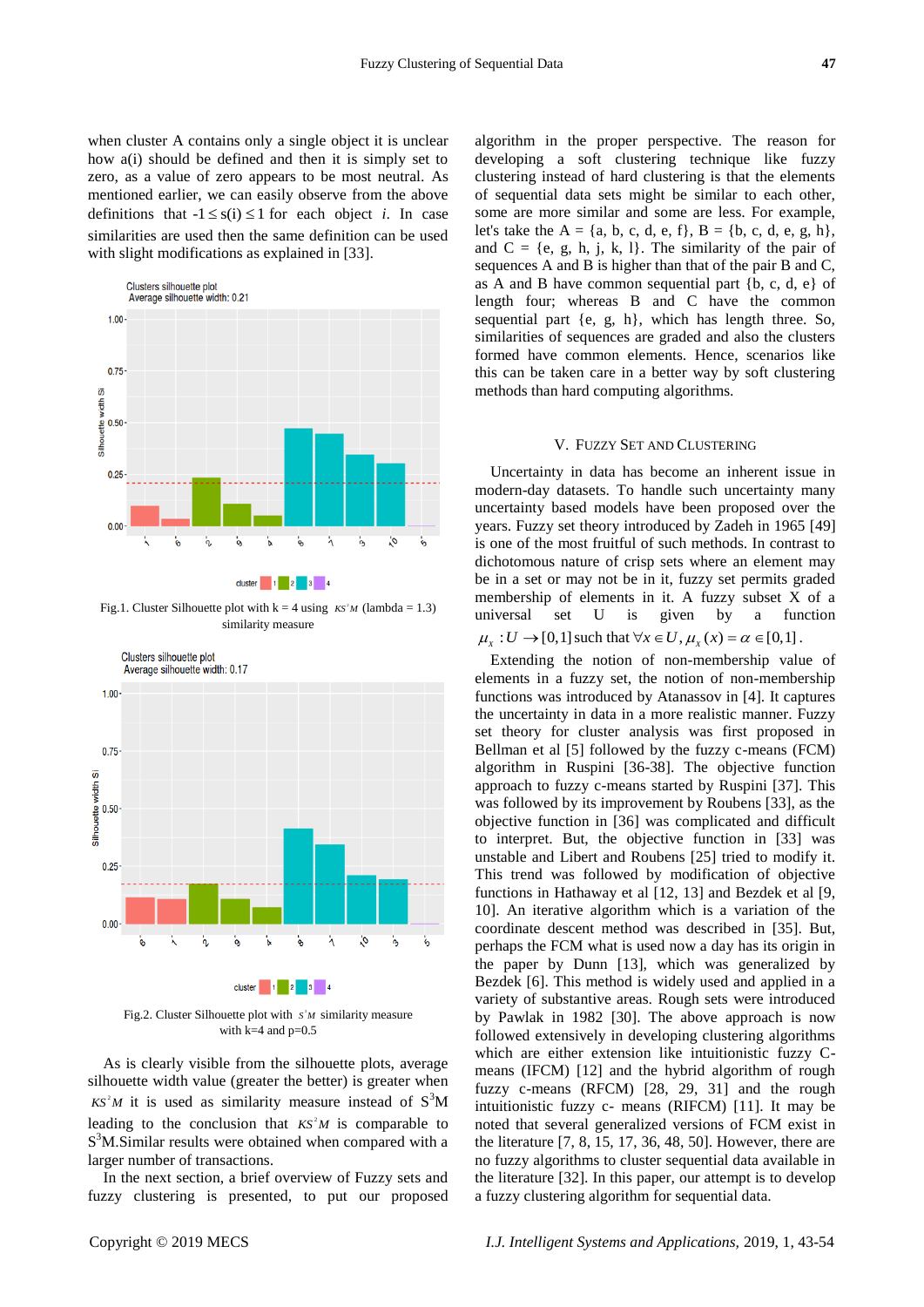when cluster A contains only a single object it is unclear how a(i) should be defined and then it is simply set to zero, as a value of zero appears to be most neutral. As mentioned earlier, we can easily observe from the above definitions that $-1 \le s(i) \le 1$ for each object $i$. In case similarities are used then the same definition can be used with slight modifications as explained in [33].

Fig.1. Cluster Silhouette plot with k = 4 using $KS^2M$ (lambda = 1.3) similarity measure

Fig.2. Cluster Silhouette plot with $S^3M$ similarity measure with k=4 and p=0.5

As is clearly visible from the silhouette plots, average silhouette width value (greater the better) is greater when $KS^2M$ it is used as similarity measure instead of $S^3M$ leading to the conclusion that $KS^2M$ is comparable to $S^3M$.Similar results were obtained when compared with a larger number of transactions.

In the next section, a brief overview of Fuzzy sets and fuzzy clustering is presented, to put our proposed algorithm in the proper perspective. The reason for developing a soft clustering technique like fuzzy clustering instead of hard clustering is that the elements of sequential data sets might be similar to each other, some are more similar and some are less. For example, let's take the A = {a, b, c, d, e, f}, B = {b, c, d, e, g, h}, and C = {e, g, h, j, k, l}. The similarity of the pair of sequences A and B is higher than that of the pair B and C, as A and B have common sequential part {b, c, d, e} of length four; whereas B and C have the common sequential part {e, g, h}, which has length three. So, similarities of sequences are graded and also the clusters formed have common elements. Hence, scenarios like this can be taken care in a better way by soft clustering methods than hard computing algorithms.

## V. Fuzzy Set and Clustering

Uncertainty in data has become an inherent issue in modern-day datasets. To handle such uncertainty many uncertainty based models have been proposed over the years. Fuzzy set theory introduced by Zadeh in 1965 [49] is one of the most fruitful of such methods. In contrast to dichotomous nature of crisp sets where an element may be in a set or may not be in it, fuzzy set permits graded membership of elements in it. A fuzzy subset X of a universal set U is given by a function $\mu_X : U \to [0,1]$ such that $\forall x \in U, \mu_X(x) = \alpha \in [0,1]$.

Extending the notion of non-membership value of elements in a fuzzy set, the notion of non-membership functions was introduced by Atanassov in [4]. It captures the uncertainty in data in a more realistic manner. Fuzzy set theory for cluster analysis was first proposed in Bellman et al [5] followed by the fuzzy c-means (FCM) algorithm in Ruspini [36-38]. The objective function approach to fuzzy c-means started by Ruspini [37]. This was followed by its improvement by Roubens [33], as the objective function in [36] was complicated and difficult to interpret. But, the objective function in [33] was unstable and Libert and Roubens [25] tried to modify it. This trend was followed by modification of objective functions in Hathaway et al [12, 13] and Bezdek et al [9, 10]. An iterative algorithm which is a variation of the coordinate descent method was described in [35]. But, perhaps the FCM what is used now a day has its origin in the paper by Dunn [13], which was generalized by Bezdek [6]. This method is widely used and applied in a variety of substantive areas. Rough sets were introduced by Pawlak in 1982 [30]. The above approach is now followed extensively in developing clustering algorithms which are either extension like intuitionistic fuzzy C-means (IFCM) [12] and the hybrid algorithm of rough fuzzy c-means (RFCM) [28, 29, 31] and the rough intuitionistic fuzzy c- means (RIFCM) [11]. It may be noted that several generalized versions of FCM exist in the literature [7, 8, 15, 17, 36, 48, 50]. However, there are no fuzzy algorithms to cluster sequential data available in the literature [32]. In this paper, our attempt is to develop a fuzzy clustering algorithm for sequential data.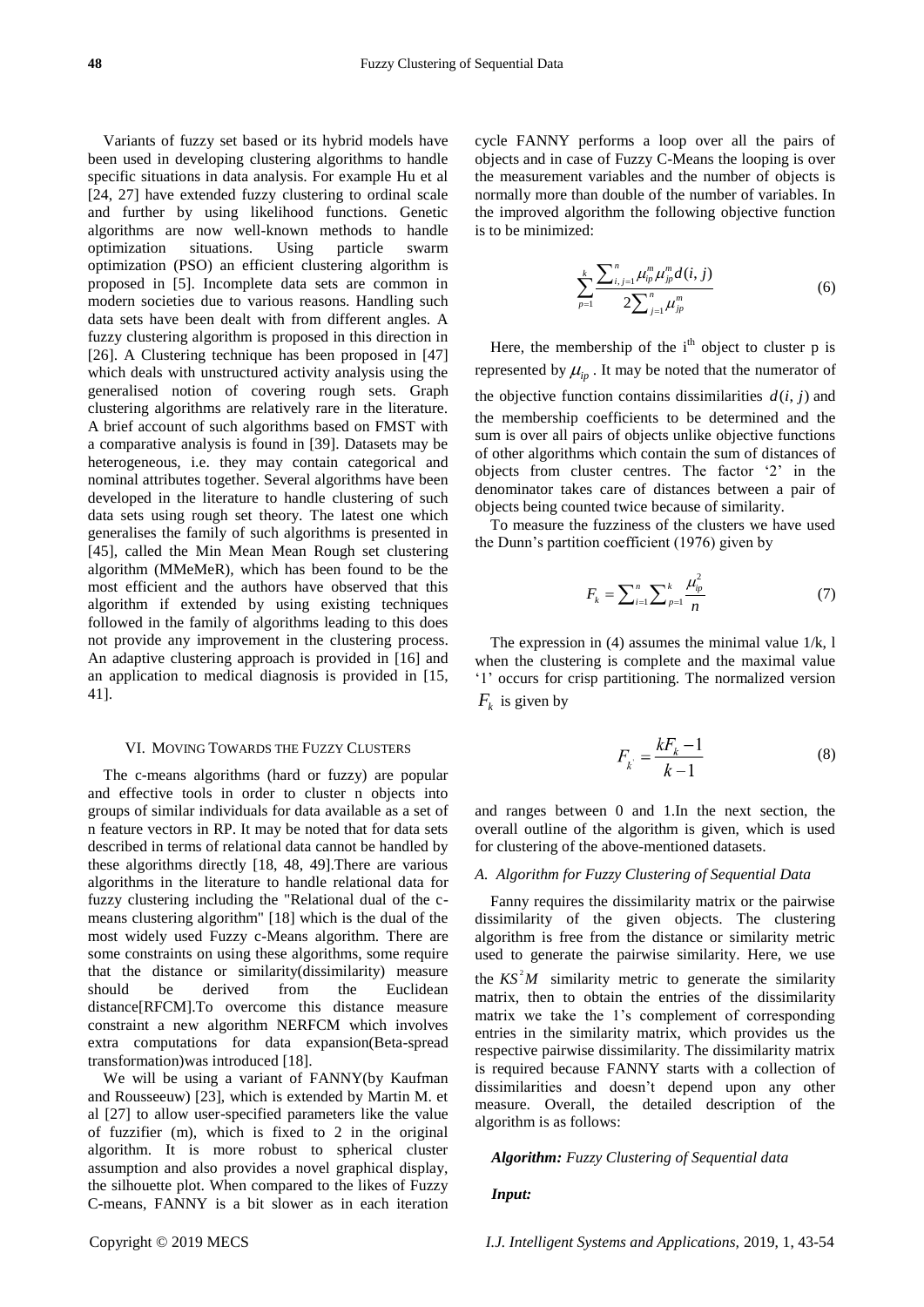Variants of fuzzy set based or its hybrid models have been used in developing clustering algorithms to handle specific situations in data analysis. For example Hu et al [24, 27] have extended fuzzy clustering to ordinal scale and further by using likelihood functions. Genetic algorithms are now well-known methods to handle optimization situations. Using particle swarm optimization (PSO) an efficient clustering algorithm is proposed in [5]. Incomplete data sets are common in modern societies due to various reasons. Handling such data sets have been dealt with from different angles. A fuzzy clustering algorithm is proposed in this direction in [26]. A Clustering technique has been proposed in [47] which deals with unstructured activity analysis using the generalised notion of covering rough sets. Graph clustering algorithms are relatively rare in the literature. A brief account of such algorithms based on FMST with a comparative analysis is found in [39]. Datasets may be heterogeneous, i.e. they may contain categorical and nominal attributes together. Several algorithms have been developed in the literature to handle clustering of such data sets using rough set theory. The latest one which generalises the family of such algorithms is presented in [45], called the Min Mean Mean Rough set clustering algorithm (MMeMeR), which has been found to be the most efficient and the authors have observed that this algorithm if extended by using existing techniques followed in the family of algorithms leading to this does not provide any improvement in the clustering process. An adaptive clustering approach is provided in [16] and an application to medical diagnosis is provided in [15, 41].

## VI. Moving Towards the Fuzzy Clusters

The c-means algorithms (hard or fuzzy) are popular and effective tools in order to cluster n objects into groups of similar individuals for data available as a set of n feature vectors in RP. It may be noted that for data sets described in terms of relational data cannot be handled by these algorithms directly [18, 48, 49].There are various algorithms in the literature to handle relational data for fuzzy clustering including the "Relational dual of the c-means clustering algorithm" [18] which is the dual of the most widely used Fuzzy c-Means algorithm. There are some constraints on using these algorithms, some require that the distance or similarity(dissimilarity) measure should be derived from the Euclidean distance[RFCM].To overcome this distance measure constraint a new algorithm NERFCM which involves extra computations for data expansion(Beta-spread transformation)was introduced [18].

We will be using a variant of FANNY(by Kaufman and Rousseeuw) [23], which is extended by Martin M. et al [27] to allow user-specified parameters like the value of fuzzifier (m), which is fixed to 2 in the original algorithm. It is more robust to spherical cluster assumption and also provides a novel graphical display, the silhouette plot. When compared to the likes of Fuzzy C-means, FANNY is a bit slower as in each iteration cycle FANNY performs a loop over all the pairs of objects and in case of Fuzzy C-Means the looping is over the measurement variables and the number of objects is normally more than double of the number of variables. In the improved algorithm the following objective function is to be minimized:

$$\sum_{p=1}^{k} \frac{\sum_{i,j=1}^{n} \mu_{ip}^{m} \mu_{jp}^{m} d(i,j)}{2\sum_{j=1}^{n} \mu_{jp}^{m}} \tag{6}$$

Here, the membership of the i[th] object to cluster p is represented by $\mu_{ip}$. It may be noted that the numerator of the objective function contains dissimilarities $d(i,j)$ and the membership coefficients to be determined and the sum is over all pairs of objects unlike objective functions of other algorithms which contain the sum of distances of objects from cluster centres. The factor '2' in the denominator takes care of distances between a pair of objects being counted twice because of similarity.

To measure the fuzziness of the clusters we have used the Dunn's partition coefficient (1976) given by

$$F_k = \sum_{i=1}^{n} \sum_{p=1}^{k} \frac{\mu_{ip}^{2}}{n} \tag{7}$$

The expression in (4) assumes the minimal value 1/k, l when the clustering is complete and the maximal value '1' occurs for crisp partitioning. The normalized version $F_k$ is given by

$$F_{k'} = \frac{kF_k - 1}{k - 1} \tag{8}$$

and ranges between 0 and 1.In the next section, the overall outline of the algorithm is given, which is used for clustering of the above-mentioned datasets.

### A. Algorithm for Fuzzy Clustering of Sequential Data

Fanny requires the dissimilarity matrix or the pairwise dissimilarity of the given objects. The clustering algorithm is free from the distance or similarity metric used to generate the pairwise similarity. Here, we use the $KS^2M$ similarity metric to generate the similarity matrix, then to obtain the entries of the dissimilarity matrix we take the 1's complement of corresponding entries in the similarity matrix, which provides us the respective pairwise dissimilarity. The dissimilarity matrix is required because FANNY starts with a collection of dissimilarities and doesn't depend upon any other measure. Overall, the detailed description of the algorithm is as follows:

***Algorithm:*** *Fuzzy Clustering of Sequential data*

***Input:***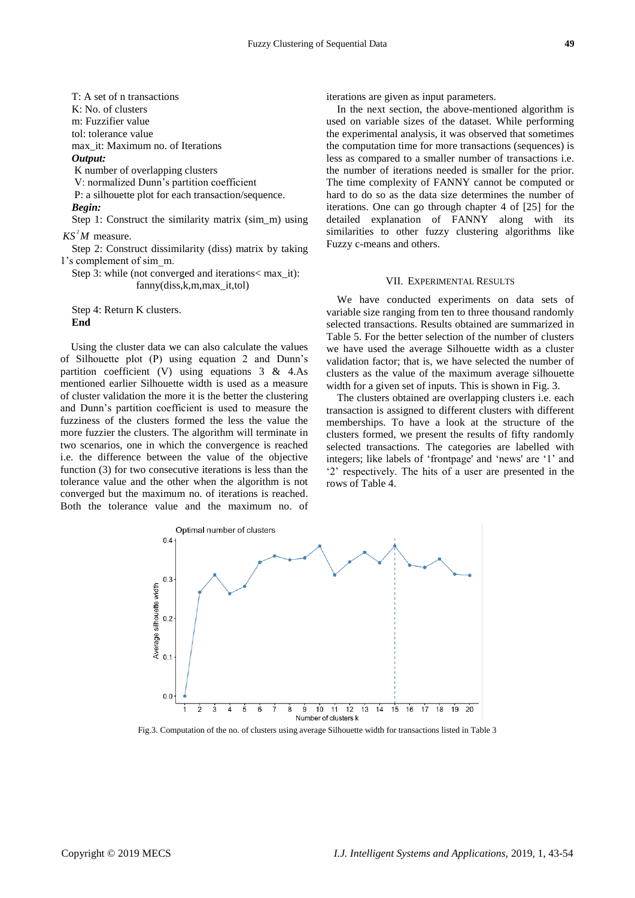T: A set of n transactions  
K: No. of clusters  
m: Fuzzifier value  
tol: tolerance value  
max_it: Maximum no. of Iterations  
***Output:***  
K number of overlapping clusters  
V: normalized Dunn's partition coefficient  
P: a silhouette plot for each transaction/sequence.  
***Begin:***  
Step 1: Construct the similarity matrix (sim_m) using $KS^2M$ measure.  
Step 2: Construct dissimilarity (diss) matrix by taking 1's complement of sim_m.  
Step 3: while (not converged and iterations< max_it):  
fanny(diss,k,m,max_it,tol)

Step 4: Return K clusters.  
**End**

Using the cluster data we can also calculate the values of Silhouette plot (P) using equation 2 and Dunn's partition coefficient (V) using equations 3 & 4.As mentioned earlier Silhouette width is used as a measure of cluster validation the more it is the better the clustering and Dunn's partition coefficient is used to measure the fuzziness of the clusters formed the less the value the more fuzzier the clusters. The algorithm will terminate in two scenarios, one in which the convergence is reached i.e. the difference between the value of the objective function (3) for two consecutive iterations is less than the tolerance value and the other when the algorithm is not converged but the maximum no. of iterations is reached. Both the tolerance value and the maximum no. of iterations are given as input parameters.

In the next section, the above-mentioned algorithm is used on variable sizes of the dataset. While performing the experimental analysis, it was observed that sometimes the computation time for more transactions (sequences) is less as compared to a smaller number of transactions i.e. the number of iterations needed is smaller for the prior. The time complexity of FANNY cannot be computed or hard to do so as the data size determines the number of iterations. One can go through chapter 4 of [25] for the detailed explanation of FANNY along with its similarities to other fuzzy clustering algorithms like Fuzzy c-means and others.

## VII. Experimental Results

We have conducted experiments on data sets of variable size ranging from ten to three thousand randomly selected transactions. Results obtained are summarized in Table 5. For the better selection of the number of clusters we have used the average Silhouette width as a cluster validation factor; that is, we have selected the number of clusters as the value of the maximum average silhouette width for a given set of inputs. This is shown in Fig. 3.

The clusters obtained are overlapping clusters i.e. each transaction is assigned to different clusters with different memberships. To have a look at the structure of the clusters formed, we present the results of fifty randomly selected transactions. The categories are labelled with integers; like labels of 'frontpage' and 'news' are '1' and '2' respectively. The hits of a user are presented in the rows of Table 4.

Fig.3. Computation of the no. of clusters using average Silhouette width for transactions listed in Table 3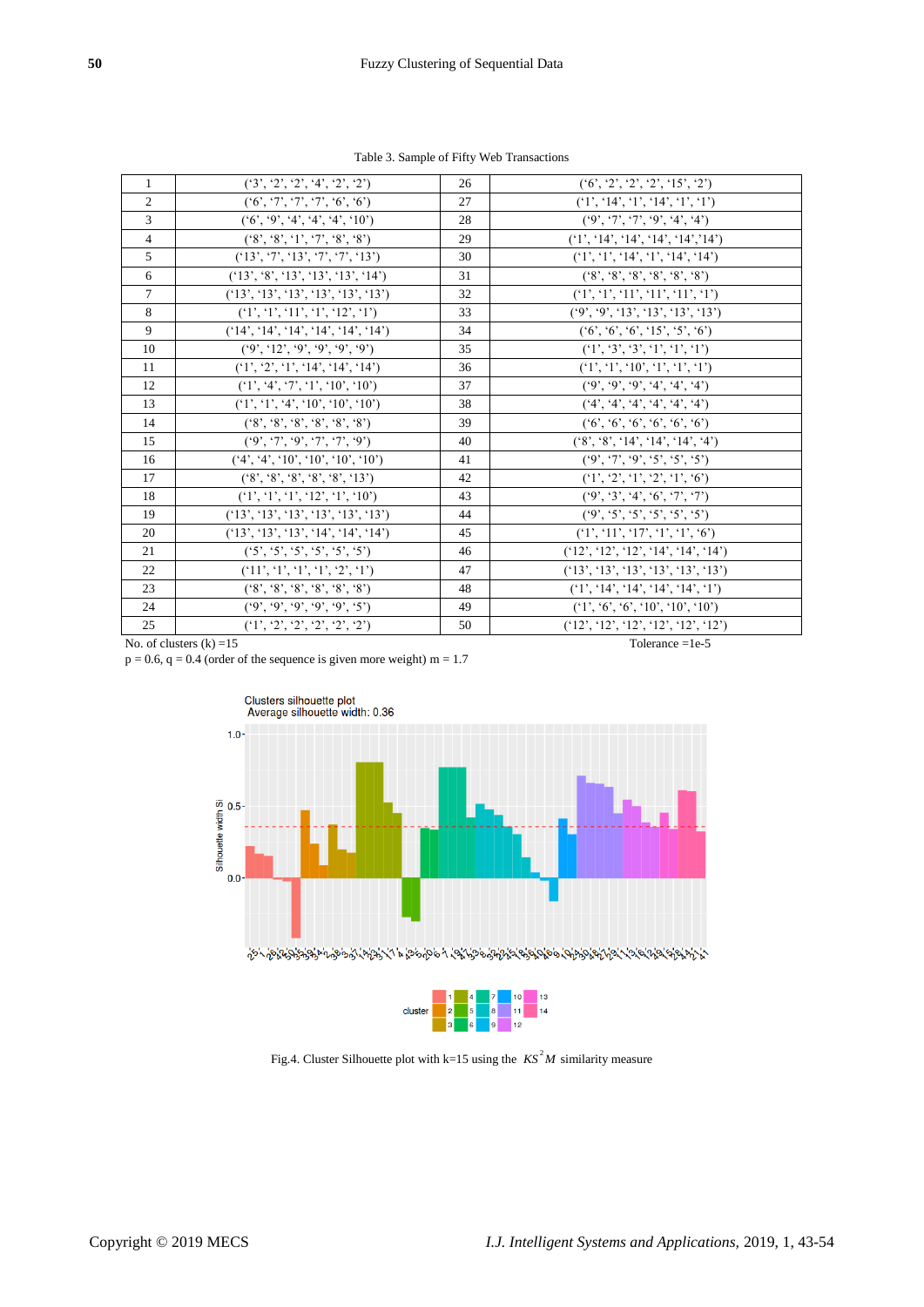Table 3. Sample of Fifty Web Transactions

| | | | |
|---|---|---|---|
| 1 | (‘3’, ‘2’, ‘2’, ‘4’, ‘2’, ‘2’) | 26 | (‘6’, ‘2’, ‘2’, ‘2’, ‘15’, ‘2’) |
| 2 | (‘6’, ‘7’, ‘7’, ‘7’, ‘6’, ‘6’) | 27 | (‘1’, ‘14’, ‘1’, ‘14’, ‘1’, ‘1’) |
| 3 | (‘6’, ‘9’, ‘4’, ‘4’, ‘4’, ‘10’) | 28 | (‘9’, ‘7’, ‘7’, ‘9’, ‘4’, ‘4’) |
| 4 | (‘8’, ‘8’, ‘1’, ‘7’, ‘8’, ‘8’) | 29 | (‘1’, ‘14’, ‘14’, ‘14’, ‘14’,’14’) |
| 5 | (‘13’, ‘7’, ‘13’, ‘7’, ‘7’, ‘13’) | 30 | (‘1’, ‘1’, ‘14’, ‘1’, ‘14’, ‘14’) |
| 6 | (‘13’, ‘8’, ‘13’, ‘13’, ‘13’, ‘14’) | 31 | (‘8’, ‘8’, ‘8’, ‘8’, ‘8’, ‘8’) |
| 7 | (‘13’, ‘13’, ‘13’, ‘13’, ‘13’, ‘13’) | 32 | (‘1’, ‘1’, ‘11’, ‘11’, ‘11’, ‘1’) |
| 8 | (‘1’, ‘1’, ‘11’, ‘1’, ‘12’, ‘1’) | 33 | (‘9’, ‘9’, ‘13’, ‘13’, ‘13’, ‘13’) |
| 9 | (‘14’, ‘14’, ‘14’, ‘14’, ‘14’, ‘14’) | 34 | (‘6’, ‘6’, ‘6’, ‘15’, ‘5’, ‘6’) |
| 10 | (‘9’, ‘12’, ‘9’, ‘9’, ‘9’, ‘9’) | 35 | (‘1’, ‘3’, ‘3’, ‘1’, ‘1’, ‘1’) |
| 11 | (‘1’, ‘2’, ‘1’, ‘14’, ‘14’, ‘14’) | 36 | (‘1’, ‘1’, ‘10’, ‘1’, ‘1’, ‘1’) |
| 12 | (‘1’, ‘4’, ‘7’, ‘1’, ‘10’, ‘10’) | 37 | (‘9’, ‘9’, ‘9’, ‘4’, ‘4’, ‘4’) |
| 13 | (‘1’, ‘1’, ‘4’, ‘10’, ‘10’, ‘10’) | 38 | (‘4’, ‘4’, ‘4’, ‘4’, ‘4’, ‘4’) |
| 14 | (‘8’, ‘8’, ‘8’, ‘8’, ‘8’, ‘8’) | 39 | (‘6’, ‘6’, ‘6’, ‘6’, ‘6’, ‘6’) |
| 15 | (‘9’, ‘7’, ‘9’, ‘7’, ‘7’, ‘9’) | 40 | (‘8’, ‘8’, ‘14’, ‘14’, ‘14’, ‘4’) |
| 16 | (‘4’, ‘4’, ‘10’, ‘10’, ‘10’, ‘10’) | 41 | (‘9’, ‘7’, ‘9’, ‘5’, ‘5’, ‘5’) |
| 17 | (‘8’, ‘8’, ‘8’, ‘8’, ‘8’, ‘13’) | 42 | (‘1’, ‘2’, ‘1’, ‘2’, ‘1’, ‘6’) |
| 18 | (‘1’, ‘1’, ‘1’, ‘12’, ‘1’, ‘10’) | 43 | (‘9’, ‘3’, ‘4’, ‘6’, ‘7’, ‘7’) |
| 19 | (‘13’, ‘13’, ‘13’, ‘13’, ‘13’, ‘13’) | 44 | (‘9’, ‘5’, ‘5’, ‘5’, ‘5’, ‘5’) |
| 20 | (‘13’, ‘13’, ‘13’, ‘14’, ‘14’, ‘14’) | 45 | (‘1’, ‘11’, ‘17’, ‘1’, ‘1’, ‘6’) |
| 21 | (‘5’, ‘5’, ‘5’, ‘5’, ‘5’, ‘5’) | 46 | (‘12’, ‘12’, ‘12’, ‘14’, ‘14’, ‘14’) |
| 22 | (‘11’, ‘1’, ‘1’, ‘1’, ‘2’, ‘1’) | 47 | (‘13’, ‘13’, ‘13’, ‘13’, ‘13’, ‘13’) |
| 23 | (‘8’, ‘8’, ‘8’, ‘8’, ‘8’, ‘8’) | 48 | (‘1’, ‘14’, ‘14’, ‘14’, ‘14’, ‘1’) |
| 24 | (‘9’, ‘9’, ‘9’, ‘9’, ‘9’, ‘5’) | 49 | (‘1’, ‘6’, ‘6’, ‘10’, ‘10’, ‘10’) |
| 25 | (‘1’, ‘2’, ‘2’, ‘2’, ‘2’, ‘2’) | 50 | (‘12’, ‘12’, ‘12’, ‘12’, ‘12’, ‘12’) |

No. of clusters (k) =15 Tolerance =1e-5

p = 0.6, q = 0.4 (order of the sequence is given more weight) m = 1.7

Fig.4. Cluster Silhouette plot with k=15 using the $KS^2M$ similarity measure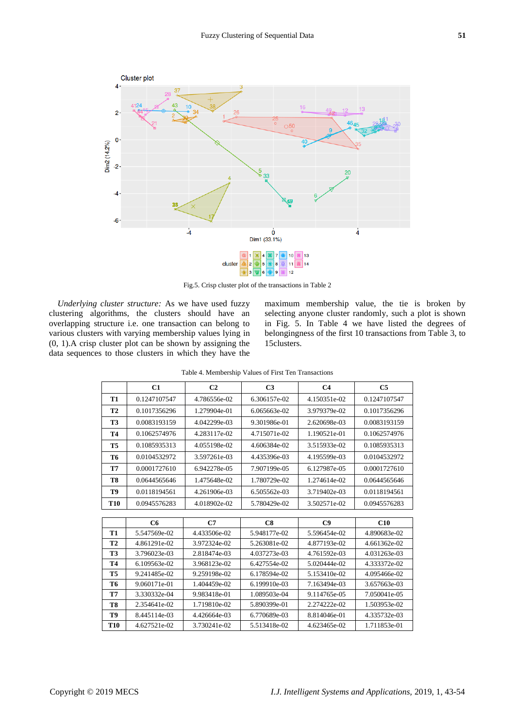Fig.5. Crisp cluster plot of the transactions in Table 2

*Underlying cluster structure:* As we have used fuzzy clustering algorithms, the clusters should have an overlapping structure i.e. one transaction can belong to various clusters with varying membership values lying in (0, 1).A crisp cluster plot can be shown by assigning the data sequences to those clusters in which they have the maximum membership value, the tie is broken by selecting anyone cluster randomly, such a plot is shown in Fig. 5. In Table 4 we have listed the degrees of belongingness of the first 10 transactions from Table 3, to 15clusters.

Table 4. Membership Values of First Ten Transactions

| | C1 | C2 | C3 | C4 | C5 |
|---|---|---|---|---|---|
| **T1** | 0.1247107547 | 4.786556e-02 | 6.306157e-02 | 4.150351e-02 | 0.1247107547 |
| **T2** | 0.1017356296 | 1.279904e-01 | 6.065663e-02 | 3.979379e-02 | 0.1017356296 |
| **T3** | 0.0083193159 | 4.042299e-03 | 9.301986e-01 | 2.620698e-03 | 0.0083193159 |
| **T4** | 0.1062574976 | 4.283117e-02 | 4.715071e-02 | 1.190521e-01 | 0.1062574976 |
| **T5** | 0.1085935313 | 4.055198e-02 | 4.606384e-02 | 3.515933e-02 | 0.1085935313 |
| **T6** | 0.0104532972 | 3.597261e-03 | 4.435396e-03 | 4.195599e-03 | 0.0104532972 |
| **T7** | 0.0001727610 | 6.942278e-05 | 7.907199e-05 | 6.127987e-05 | 0.0001727610 |
| **T8** | 0.0644565646 | 1.475648e-02 | 1.780729e-02 | 1.274614e-02 | 0.0644565646 |
| **T9** | 0.0118194561 | 4.261906e-03 | 6.505562e-03 | 3.719402e-03 | 0.0118194561 |
| **T10** | 0.0945576283 | 4.018902e-02 | 5.780429e-02 | 3.502571e-02 | 0.0945576283 |

| | C6 | C7 | C8 | C9 | C10 |
|---|---|---|---|---|---|
| **T1** | 5.547569e-02 | 4.433506e-02 | 5.948177e-02 | 5.596454e-02 | 4.890683e-02 |
| **T2** | 4.861291e-02 | 3.972324e-02 | 5.263081e-02 | 4.877193e-02 | 4.661362e-02 |
| **T3** | 3.796023e-03 | 2.818474e-03 | 4.037273e-03 | 4.761592e-03 | 4.031263e-03 |
| **T4** | 6.109563e-02 | 3.968123e-02 | 6.427554e-02 | 5.020444e-02 | 4.333372e-02 |
| **T5** | 9.241485e-02 | 9.259198e-02 | 6.178594e-02 | 5.153410e-02 | 4.095466e-02 |
| **T6** | 9.060171e-01 | 1.404459e-02 | 6.199910e-03 | 7.163494e-03 | 3.657663e-03 |
| **T7** | 3.330332e-04 | 9.983418e-01 | 1.089503e-04 | 9.114765e-05 | 7.050041e-05 |
| **T8** | 2.354641e-02 | 1.719810e-02 | 5.890399e-01 | 2.274222e-02 | 1.503953e-02 |
| **T9** | 8.445114e-03 | 4.426664e-03 | 6.770689e-03 | 8.814046e-01 | 4.335732e-03 |
| **T10** | 4.627521e-02 | 3.730241e-02 | 5.513418e-02 | 4.623465e-02 | 1.711853e-01 |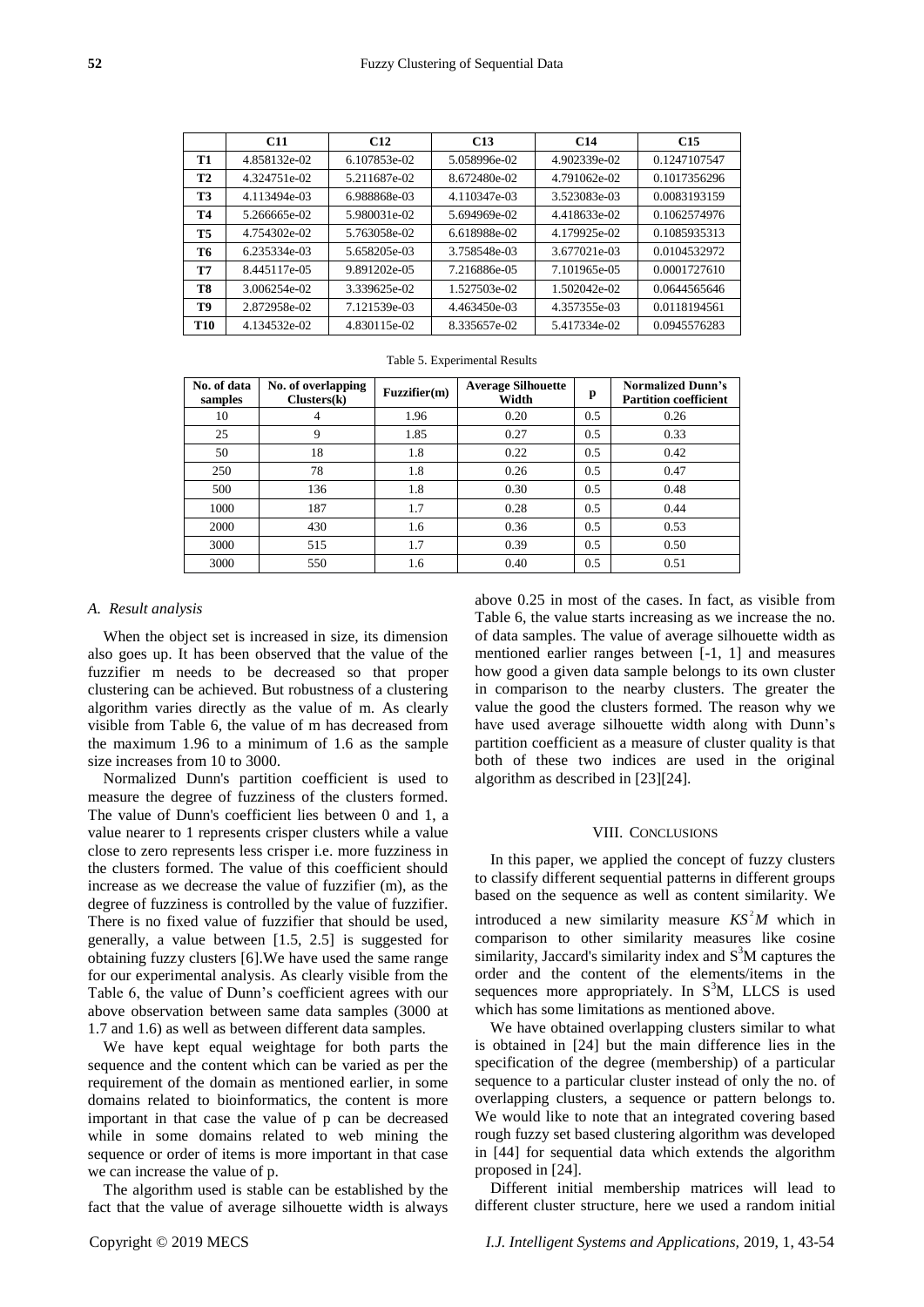|  | C11 | C12 | C13 | C14 | C15 |
| --- | --- | --- | --- | --- | --- |
| T1 | 4.858132e-02 | 6.107853e-02 | 5.058996e-02 | 4.902339e-02 | 0.1247107547 |
| T2 | 4.324751e-02 | 5.211687e-02 | 8.672480e-02 | 4.791062e-02 | 0.1017356296 |
| T3 | 4.113494e-03 | 6.988868e-03 | 4.110347e-03 | 3.523083e-03 | 0.0083193159 |
| T4 | 5.266665e-02 | 5.980031e-02 | 5.694969e-02 | 4.418633e-02 | 0.1062574976 |
| T5 | 4.754302e-02 | 5.763058e-02 | 6.618988e-02 | 4.179925e-02 | 0.1085935313 |
| T6 | 6.235334e-03 | 5.658205e-03 | 3.758548e-03 | 3.677021e-03 | 0.0104532972 |
| T7 | 8.445117e-05 | 9.891202e-05 | 7.216886e-05 | 7.101965e-05 | 0.0001727610 |
| T8 | 3.006254e-02 | 3.339625e-02 | 1.527503e-02 | 1.502042e-02 | 0.0644565646 |
| T9 | 2.872958e-02 | 7.121539e-03 | 4.463450e-03 | 4.357355e-03 | 0.0118194561 |
| T10 | 4.134532e-02 | 4.830115e-02 | 8.335657e-02 | 5.417334e-02 | 0.0945576283 |

Table 5. Experimental Results

| No. of data samples | No. of overlapping Clusters(k) | Fuzzifier(m) | Average Silhouette Width | p | Normalized Dunn's Partition coefficient |
| --- | --- | --- | --- | --- | --- |
| 10 | 4 | 1.96 | 0.20 | 0.5 | 0.26 |
| 25 | 9 | 1.85 | 0.27 | 0.5 | 0.33 |
| 50 | 18 | 1.8 | 0.22 | 0.5 | 0.42 |
| 250 | 78 | 1.8 | 0.26 | 0.5 | 0.47 |
| 500 | 136 | 1.8 | 0.30 | 0.5 | 0.48 |
| 1000 | 187 | 1.7 | 0.28 | 0.5 | 0.44 |
| 2000 | 430 | 1.6 | 0.36 | 0.5 | 0.53 |
| 3000 | 515 | 1.7 | 0.39 | 0.5 | 0.50 |
| 3000 | 550 | 1.6 | 0.40 | 0.5 | 0.51 |

### *A. Result analysis*

When the object set is increased in size, its dimension also goes up. It has been observed that the value of the fuzzifier m needs to be decreased so that proper clustering can be achieved. But robustness of a clustering algorithm varies directly as the value of m. As clearly visible from Table 6, the value of m has decreased from the maximum 1.96 to a minimum of 1.6 as the sample size increases from 10 to 3000.

Normalized Dunn's partition coefficient is used to measure the degree of fuzziness of the clusters formed. The value of Dunn's coefficient lies between 0 and 1, a value nearer to 1 represents crisper clusters while a value close to zero represents less crisper i.e. more fuzziness in the clusters formed. The value of this coefficient should increase as we decrease the value of fuzzifier (m), as the degree of fuzziness is controlled by the value of fuzzifier. There is no fixed value of fuzzifier that should be used, generally, a value between [1.5, 2.5] is suggested for obtaining fuzzy clusters [6].We have used the same range for our experimental analysis. As clearly visible from the Table 6, the value of Dunn's coefficient agrees with our above observation between same data samples (3000 at 1.7 and 1.6) as well as between different data samples.

We have kept equal weightage for both parts the sequence and the content which can be varied as per the requirement of the domain as mentioned earlier, in some domains related to bioinformatics, the content is more important in that case the value of p can be decreased while in some domains related to web mining the sequence or order of items is more important in that case we can increase the value of p.

The algorithm used is stable can be established by the fact that the value of average silhouette width is always above 0.25 in most of the cases. In fact, as visible from Table 6, the value starts increasing as we increase the no. of data samples. The value of average silhouette width as mentioned earlier ranges between [-1, 1] and measures how good a given data sample belongs to its own cluster in comparison to the nearby clusters. The greater the value the good the clusters formed. The reason why we have used average silhouette width along with Dunn's partition coefficient as a measure of cluster quality is that both of these two indices are used in the original algorithm as described in [23][24].

## VIII. Conclusions

In this paper, we applied the concept of fuzzy clusters to classify different sequential patterns in different groups based on the sequence as well as content similarity. We introduced a new similarity measure $KS^2M$ which in comparison to other similarity measures like cosine similarity, Jaccard's similarity index and $S^3M$ captures the order and the content of the elements/items in the sequences more appropriately. In $S^3M$, LLCS is used which has some limitations as mentioned above.

We have obtained overlapping clusters similar to what is obtained in [24] but the main difference lies in the specification of the degree (membership) of a particular sequence to a particular cluster instead of only the no. of overlapping clusters, a sequence or pattern belongs to. We would like to note that an integrated covering based rough fuzzy set based clustering algorithm was developed in [44] for sequential data which extends the algorithm proposed in [24].

Different initial membership matrices will lead to different cluster structure, here we used a random initial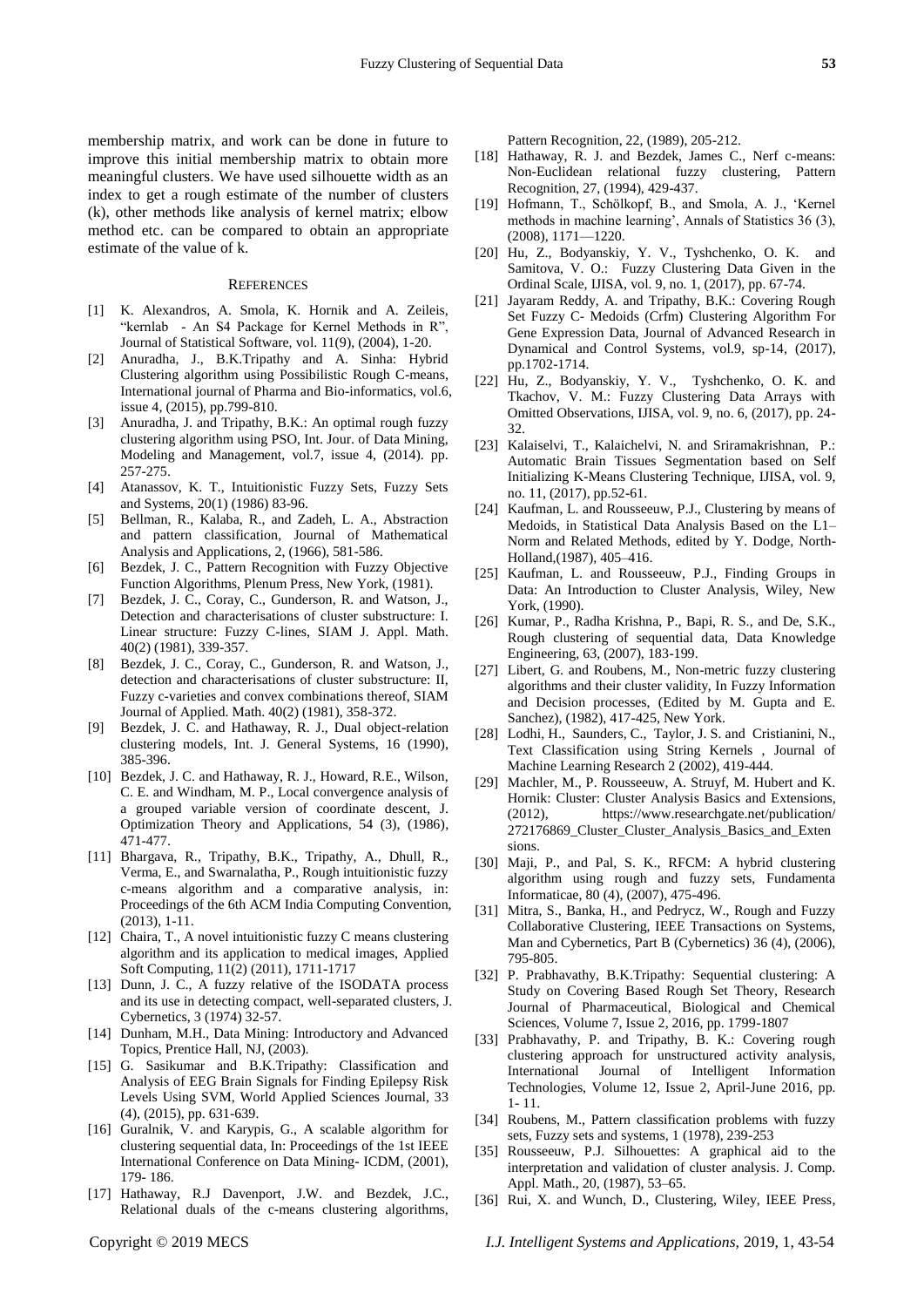membership matrix, and work can be done in future to improve this initial membership matrix to obtain more meaningful clusters. We have used silhouette width as an index to get a rough estimate of the number of clusters (k), other methods like analysis of kernel matrix; elbow method etc. can be compared to obtain an appropriate estimate of the value of k.

## REFERENCES

- [1] K. Alexandros, A. Smola, K. Hornik and A. Zeileis, "kernlab - An S4 Package for Kernel Methods in R", Journal of Statistical Software, vol. 11(9), (2004), 1-20.
- [2] Anuradha, J., B.K.Tripathy and A. Sinha: Hybrid Clustering algorithm using Possibilistic Rough C-means, International journal of Pharma and Bio-informatics, vol.6, issue 4, (2015), pp.799-810.
- [3] Anuradha, J. and Tripathy, B.K.: An optimal rough fuzzy clustering algorithm using PSO, Int. Jour. of Data Mining, Modeling and Management, vol.7, issue 4, (2014). pp. 257-275.
- [4] Atanassov, K. T., Intuitionistic Fuzzy Sets, Fuzzy Sets and Systems, 20(1) (1986) 83-96.
- [5] Bellman, R., Kalaba, R., and Zadeh, L. A., Abstraction and pattern classification, Journal of Mathematical Analysis and Applications, 2, (1966), 581-586.
- [6] Bezdek, J. C., Pattern Recognition with Fuzzy Objective Function Algorithms, Plenum Press, New York, (1981).
- [7] Bezdek, J. C., Coray, C., Gunderson, R. and Watson, J., Detection and characterisations of cluster substructure: I. Linear structure: Fuzzy C-lines, SIAM J. Appl. Math. 40(2) (1981), 339-357.
- [8] Bezdek, J. C., Coray, C., Gunderson, R. and Watson, J., detection and characterisations of cluster substructure: II, Fuzzy c-varieties and convex combinations thereof, SIAM Journal of Applied. Math. 40(2) (1981), 358-372.
- [9] Bezdek, J. C. and Hathaway, R. J., Dual object-relation clustering models, Int. J. General Systems, 16 (1990), 385-396.
- [10] Bezdek, J. C. and Hathaway, R. J., Howard, R.E., Wilson, C. E. and Windham, M. P., Local convergence analysis of a grouped variable version of coordinate descent, J. Optimization Theory and Applications, 54 (3), (1986), 471-477.
- [11] Bhargava, R., Tripathy, B.K., Tripathy, A., Dhull, R., Verma, E., and Swarnalatha, P., Rough intuitionistic fuzzy c-means algorithm and a comparative analysis, in: Proceedings of the 6th ACM India Computing Convention, (2013), 1-11.
- [12] Chaira, T., A novel intuitionistic fuzzy C means clustering algorithm and its application to medical images, Applied Soft Computing, 11(2) (2011), 1711-1717
- [13] Dunn, J. C., A fuzzy relative of the ISODATA process and its use in detecting compact, well-separated clusters, J. Cybernetics, 3 (1974) 32-57.
- [14] Dunham, M.H., Data Mining: Introductory and Advanced Topics, Prentice Hall, NJ, (2003).
- [15] G. Sasikumar and B.K.Tripathy: Classification and Analysis of EEG Brain Signals for Finding Epilepsy Risk Levels Using SVM, World Applied Sciences Journal, 33 (4), (2015), pp. 631-639.
- [16] Guralnik, V. and Karypis, G., A scalable algorithm for clustering sequential data, In: Proceedings of the 1st IEEE International Conference on Data Mining- ICDM, (2001), 179- 186.
- [17] Hathaway, R.J Davenport, J.W. and Bezdek, J.C., Relational duals of the c-means clustering algorithms, Pattern Recognition, 22, (1989), 205-212.
- [18] Hathaway, R. J. and Bezdek, James C., Nerf c-means: Non-Euclidean relational fuzzy clustering, Pattern Recognition, 27, (1994), 429-437.
- [19] Hofmann, T., Schölkopf, B., and Smola, A. J., 'Kernel methods in machine learning', Annals of Statistics 36 (3), (2008), 1171—1220.
- [20] Hu, Z., Bodyanskiy, Y. V., Tyshchenko, O. K. and Samitova, V. O.: Fuzzy Clustering Data Given in the Ordinal Scale, IJISA, vol. 9, no. 1, (2017), pp. 67-74.
- [21] Jayaram Reddy, A. and Tripathy, B.K.: Covering Rough Set Fuzzy C- Medoids (Crfm) Clustering Algorithm For Gene Expression Data, Journal of Advanced Research in Dynamical and Control Systems, vol.9, sp-14, (2017), pp.1702-1714.
- [22] Hu, Z., Bodyanskiy, Y. V., Tyshchenko, O. K. and Tkachov, V. M.: Fuzzy Clustering Data Arrays with Omitted Observations, IJISA, vol. 9, no. 6, (2017), pp. 24-32.
- [23] Kalaiselvi, T., Kalaichelvi, N. and Sriramakrishnan, P.: Automatic Brain Tissues Segmentation based on Self Initializing K-Means Clustering Technique, IJISA, vol. 9, no. 11, (2017), pp.52-61.
- [24] Kaufman, L. and Rousseeuw, P.J., Clustering by means of Medoids, in Statistical Data Analysis Based on the L1–Norm and Related Methods, edited by Y. Dodge, North-Holland,(1987), 405–416.
- [25] Kaufman, L. and Rousseeuw, P.J., Finding Groups in Data: An Introduction to Cluster Analysis, Wiley, New York, (1990).
- [26] Kumar, P., Radha Krishna, P., Bapi, R. S., and De, S.K., Rough clustering of sequential data, Data Knowledge Engineering, 63, (2007), 183-199.
- [27] Libert, G. and Roubens, M., Non-metric fuzzy clustering algorithms and their cluster validity, In Fuzzy Information and Decision processes, (Edited by M. Gupta and E. Sanchez), (1982), 417-425, New York.
- [28] Lodhi, H., Saunders, C., Taylor, J. S. and Cristianini, N., Text Classification using String Kernels , Journal of Machine Learning Research 2 (2002), 419-444.
- [29] Machler, M., P. Rousseeuw, A. Struyf, M. Hubert and K. Hornik: Cluster: Cluster Analysis Basics and Extensions, (2012), https://www.researchgate.net/publication/272176869_Cluster_Cluster_Analysis_Basics_and_Extensions.
- [30] Maji, P., and Pal, S. K., RFCM: A hybrid clustering algorithm using rough and fuzzy sets, Fundamenta Informaticae, 80 (4), (2007), 475-496.
- [31] Mitra, S., Banka, H., and Pedrycz, W., Rough and Fuzzy Collaborative Clustering, IEEE Transactions on Systems, Man and Cybernetics, Part B (Cybernetics) 36 (4), (2006), 795-805.
- [32] P. Prabhavathy, B.K.Tripathy: Sequential clustering: A Study on Covering Based Rough Set Theory, Research Journal of Pharmaceutical, Biological and Chemical Sciences, Volume 7, Issue 2, 2016, pp. 1799-1807
- [33] Prabhavathy, P. and Tripathy, B. K.: Covering rough clustering approach for unstructured activity analysis, International Journal of Intelligent Information Technologies, Volume 12, Issue 2, April-June 2016, pp. 1- 11.
- [34] Roubens, M., Pattern classification problems with fuzzy sets, Fuzzy sets and systems, 1 (1978), 239-253
- [35] Rousseeuw, P.J. Silhouettes: A graphical aid to the interpretation and validation of cluster analysis. J. Comp. Appl. Math., 20, (1987), 53–65.
- [36] Rui, X. and Wunch, D., Clustering, Wiley, IEEE Press,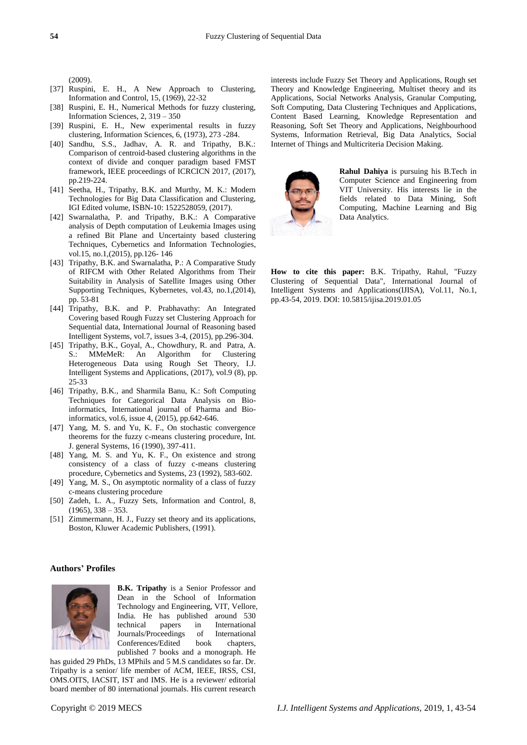(2009).

[37] Ruspini, E. H., A New Approach to Clustering, Information and Control, 15, (1969), 22-32

[38] Ruspini, E. H., Numerical Methods for fuzzy clustering, Information Sciences, 2, 319 – 350

[39] Ruspini, E. H., New experimental results in fuzzy clustering, Information Sciences, 6, (1973), 273 -284.

[40] Sandhu, S.S., Jadhav, A. R. and Tripathy, B.K.: Comparison of centroid-based clustering algorithms in the context of divide and conquer paradigm based FMST framework, IEEE proceedings of ICRCICN 2017, (2017), pp.219-224.

[41] Seetha, H., Tripathy, B.K. and Murthy, M. K.: Modern Technologies for Big Data Classification and Clustering, IGI Edited volume, ISBN-10: 1522528059, (2017).

[42] Swarnalatha, P. and Tripathy, B.K.: A Comparative analysis of Depth computation of Leukemia Images using a refined Bit Plane and Uncertainty based clustering Techniques, Cybernetics and Information Technologies, vol.15, no.1,(2015), pp.126- 146

[43] Tripathy, B.K. and Swarnalatha, P.: A Comparative Study of RIFCM with Other Related Algorithms from Their Suitability in Analysis of Satellite Images using Other Supporting Techniques, Kybernetes, vol.43, no.1,(2014), pp. 53-81

[44] Tripathy, B.K. and P. Prabhavathy: An Integrated Covering based Rough Fuzzy set Clustering Approach for Sequential data, International Journal of Reasoning based Intelligent Systems, vol.7, issues 3-4, (2015), pp.296-304.

[45] Tripathy, B.K., Goyal, A., Chowdhury, R. and Patra, A. S.: MMeMeR: An Algorithm for Clustering Heterogeneous Data using Rough Set Theory, I.J. Intelligent Systems and Applications, (2017), vol.9 (8), pp. 25-33

[46] Tripathy, B.K., and Sharmila Banu, K.: Soft Computing Techniques for Categorical Data Analysis on Bio-informatics, International journal of Pharma and Bio-informatics, vol.6, issue 4, (2015), pp.642-646.

[47] Yang, M. S. and Yu, K. F., On stochastic convergence theorems for the fuzzy c-means clustering procedure, Int. J. general Systems, 16 (1990), 397-411.

[48] Yang, M. S. and Yu, K. F., On existence and strong consistency of a class of fuzzy c-means clustering procedure, Cybernetics and Systems, 23 (1992), 583-602.

[49] Yang, M. S., On asymptotic normality of a class of fuzzy c-means clustering procedure

[50] Zadeh, L. A., Fuzzy Sets, Information and Control, 8, (1965), 338 – 353.

[51] Zimmermann, H. J., Fuzzy set theory and its applications, Boston, Kluwer Academic Publishers, (1991).

## Authors' Profiles

**B.K. Tripathy** is a Senior Professor and Dean in the School of Information Technology and Engineering, VIT, Vellore, India. He has published around 530 technical papers in International Journals/Proceedings of International Conferences/Edited book chapters, published 7 books and a monograph. He has guided 29 PhDs, 13 MPhils and 5 M.S candidates so far. Dr. Tripathy is a senior/ life member of ACM, IEEE, IRSS, CSI, OMS.OITS, IACSIT, IST and IMS. He is a reviewer/ editorial board member of 80 international journals. His current research interests include Fuzzy Set Theory and Applications, Rough set Theory and Knowledge Engineering, Multiset theory and its Applications, Social Networks Analysis, Granular Computing, Soft Computing, Data Clustering Techniques and Applications, Content Based Learning, Knowledge Representation and Reasoning, Soft Set Theory and Applications, Neighbourhood Systems, Information Retrieval, Big Data Analytics, Social Internet of Things and Multicriteria Decision Making.

**Rahul Dahiya** is pursuing his B.Tech in Computer Science and Engineering from VIT University. His interests lie in the fields related to Data Mining, Soft Computing, Machine Learning and Big Data Analytics.

**How to cite this paper:** B.K. Tripathy, Rahul, "Fuzzy Clustering of Sequential Data", International Journal of Intelligent Systems and Applications(IJISA), Vol.11, No.1, pp.43-54, 2019. DOI: 10.5815/ijisa.2019.01.05